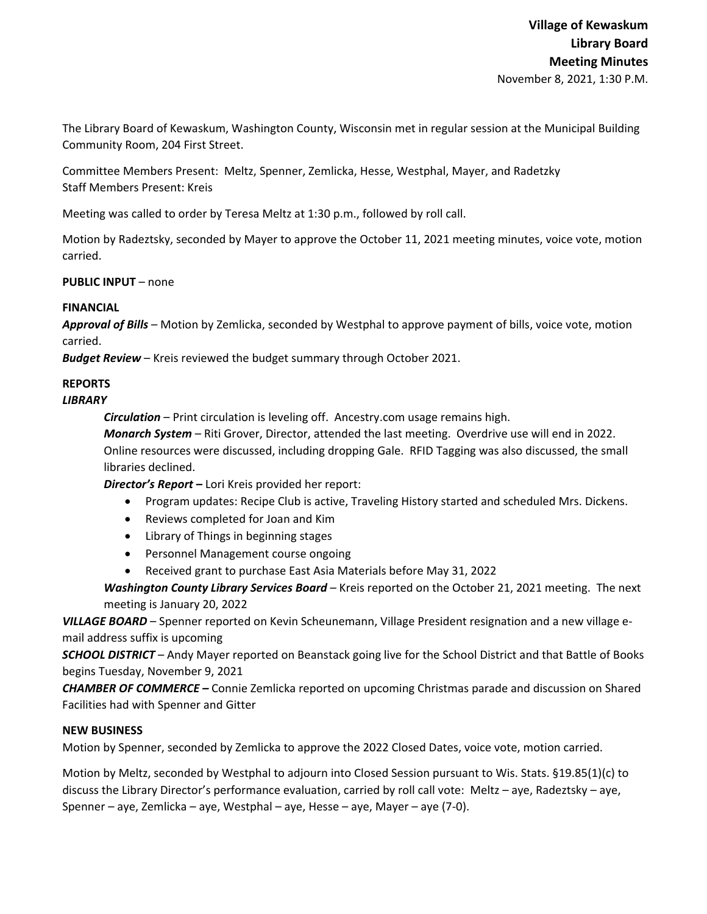**Village of Kewaskum**
**Library Board**
**Meeting Minutes**
November 8, 2021, 1:30 P.M.

The Library Board of Kewaskum, Washington County, Wisconsin met in regular session at the Municipal Building Community Room, 204 First Street.

Committee Members Present: Meltz, Spenner, Zemlicka, Hesse, Westphal, Mayer, and Radetzky
Staff Members Present: Kreis

Meeting was called to order by Teresa Meltz at 1:30 p.m., followed by roll call.

Motion by Radeztsky, seconded by Mayer to approve the October 11, 2021 meeting minutes, voice vote, motion carried.

**PUBLIC INPUT** – none

**FINANCIAL**

***Approval of Bills*** – Motion by Zemlicka, seconded by Westphal to approve payment of bills, voice vote, motion carried.

***Budget Review*** – Kreis reviewed the budget summary through October 2021.

**REPORTS**

***LIBRARY***

***Circulation*** – Print circulation is leveling off. Ancestry.com usage remains high.

***Monarch System*** – Riti Grover, Director, attended the last meeting. Overdrive use will end in 2022. Online resources were discussed, including dropping Gale. RFID Tagging was also discussed, the small libraries declined.

***Director's Report –*** Lori Kreis provided her report:

- Program updates: Recipe Club is active, Traveling History started and scheduled Mrs. Dickens.
- Reviews completed for Joan and Kim
- Library of Things in beginning stages
- Personnel Management course ongoing
- Received grant to purchase East Asia Materials before May 31, 2022

***Washington County Library Services Board*** – Kreis reported on the October 21, 2021 meeting. The next meeting is January 20, 2022

***VILLAGE BOARD*** – Spenner reported on Kevin Scheunemann, Village President resignation and a new village e-mail address suffix is upcoming

***SCHOOL DISTRICT*** – Andy Mayer reported on Beanstack going live for the School District and that Battle of Books begins Tuesday, November 9, 2021

***CHAMBER OF COMMERCE –*** Connie Zemlicka reported on upcoming Christmas parade and discussion on Shared Facilities had with Spenner and Gitter

**NEW BUSINESS**

Motion by Spenner, seconded by Zemlicka to approve the 2022 Closed Dates, voice vote, motion carried.

Motion by Meltz, seconded by Westphal to adjourn into Closed Session pursuant to Wis. Stats. §19.85(1)(c) to discuss the Library Director's performance evaluation, carried by roll call vote: Meltz – aye, Radeztsky – aye, Spenner – aye, Zemlicka – aye, Westphal – aye, Hesse – aye, Mayer – aye (7-0).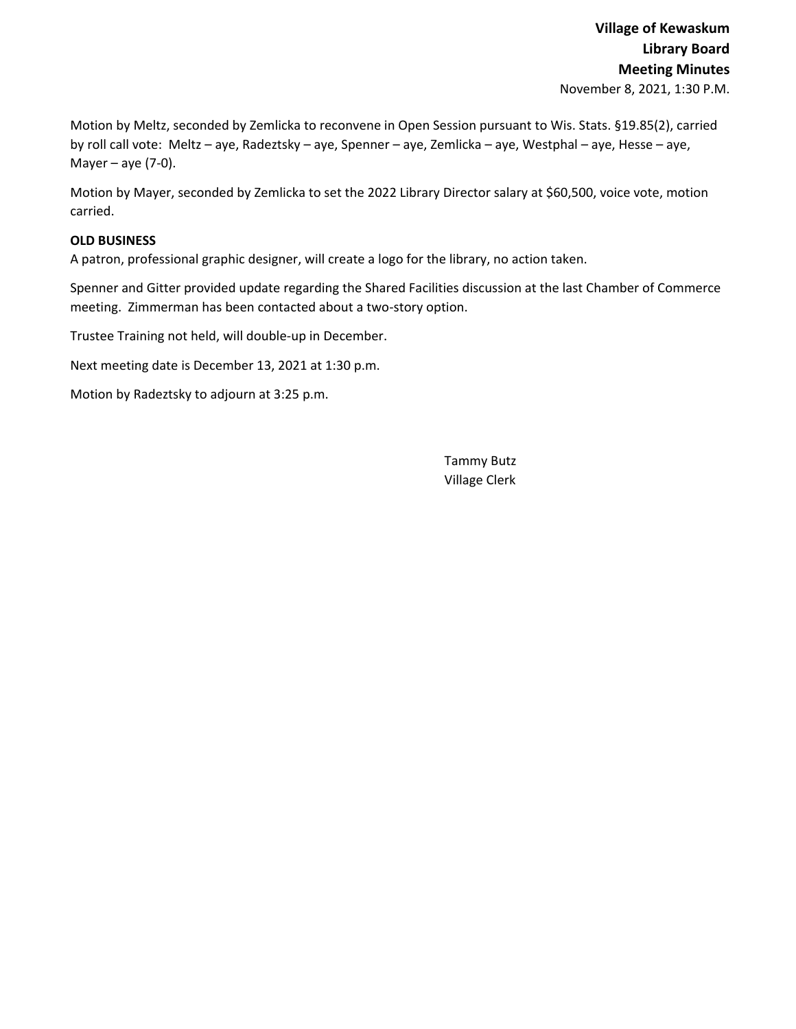Motion by Meltz, seconded by Zemlicka to reconvene in Open Session pursuant to Wis. Stats. §19.85(2), carried by roll call vote: Meltz – aye, Radeztsky – aye, Spenner – aye, Zemlicka – aye, Westphal – aye, Hesse – aye, Mayer – aye (7-0).

Motion by Mayer, seconded by Zemlicka to set the 2022 Library Director salary at $60,500, voice vote, motion carried.

**OLD BUSINESS**

A patron, professional graphic designer, will create a logo for the library, no action taken.

Spenner and Gitter provided update regarding the Shared Facilities discussion at the last Chamber of Commerce meeting. Zimmerman has been contacted about a two-story option.

Trustee Training not held, will double-up in December.

Next meeting date is December 13, 2021 at 1:30 p.m.

Motion by Radeztsky to adjourn at 3:25 p.m.

Tammy Butz
Village Clerk